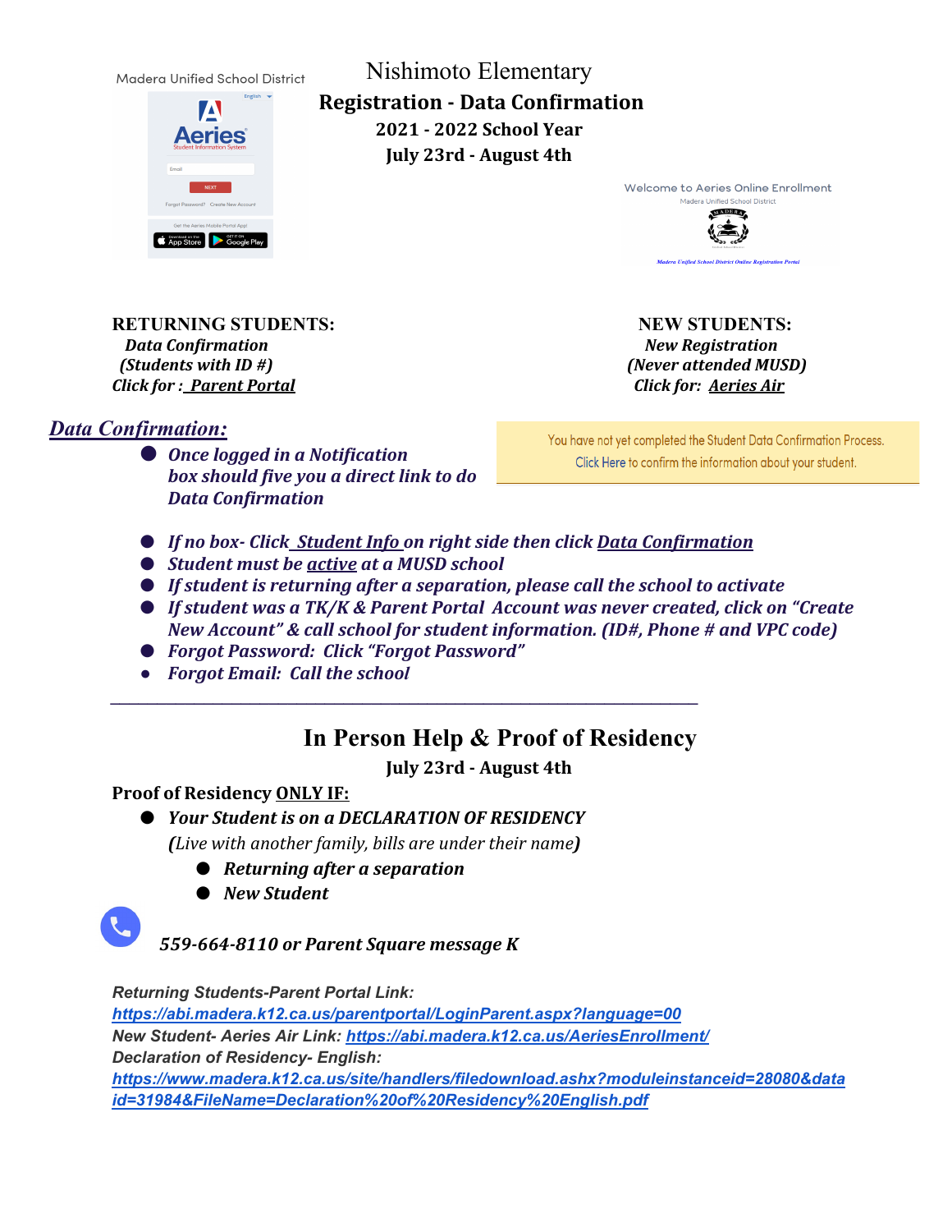# Nishimoto Elementary

## Registration - Data Confirmation

**2021 - 2022 School Year**

**July 23rd - August 4th**

**RETURNING STUDENTS:**
*Data Confirmation*
*(Students with ID #)*
*Click for : Parent Portal*

**NEW STUDENTS:**
*New Registration*
*(Never attended MUSD)*
*Click for: Aeries Air*

## *Data Confirmation:*

- *Once logged in a Notification box should five you a direct link to do Data Confirmation*

You have not yet completed the Student Data Confirmation Process.
Click Here to confirm the information about your student.

- *If no box- Click Student Info on right side then click Data Confirmation*
- *Student must be active at a MUSD school*
- *If student is returning after a separation, please call the school to activate*
- *If student was a TK/K & Parent Portal Account was never created, click on "Create New Account" & call school for student information. (ID#, Phone # and VPC code)*
- *Forgot Password: Click "Forgot Password"*
- *Forgot Email: Call the school*

---

## In Person Help & Proof of Residency

**July 23rd - August 4th**

**Proof of Residency ONLY IF:**

- ***Your Student is on a DECLARATION OF RESIDENCY***
  ***(****Live with another family, bills are under their name****)***
  - ***Returning after a separation***
  - ***New Student***

*559-664-8110 or Parent Square message K*

***Returning Students-Parent Portal Link:***
***https://abi.madera.k12.ca.us/parentportal/LoginParent.aspx?language=00***
***New Student- Aeries Air Link: https://abi.madera.k12.ca.us/AeriesEnrollment/***
***Declaration of Residency- English:***
***https://www.madera.k12.ca.us/site/handlers/filedownload.ashx?moduleinstanceid=28080&dataid=31984&FileName=Declaration%20of%20Residency%20English.pdf***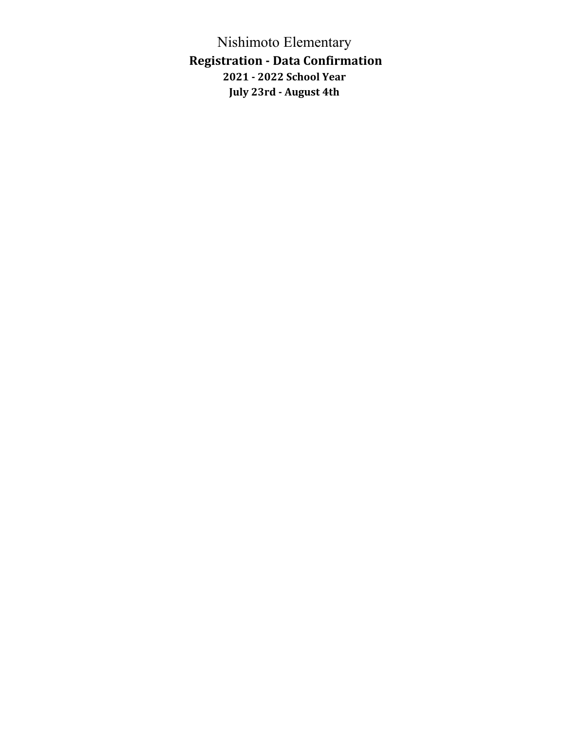Nishimoto Elementary

**Registration - Data Confirmation**

**2021 - 2022 School Year**

**July 23rd - August 4th**